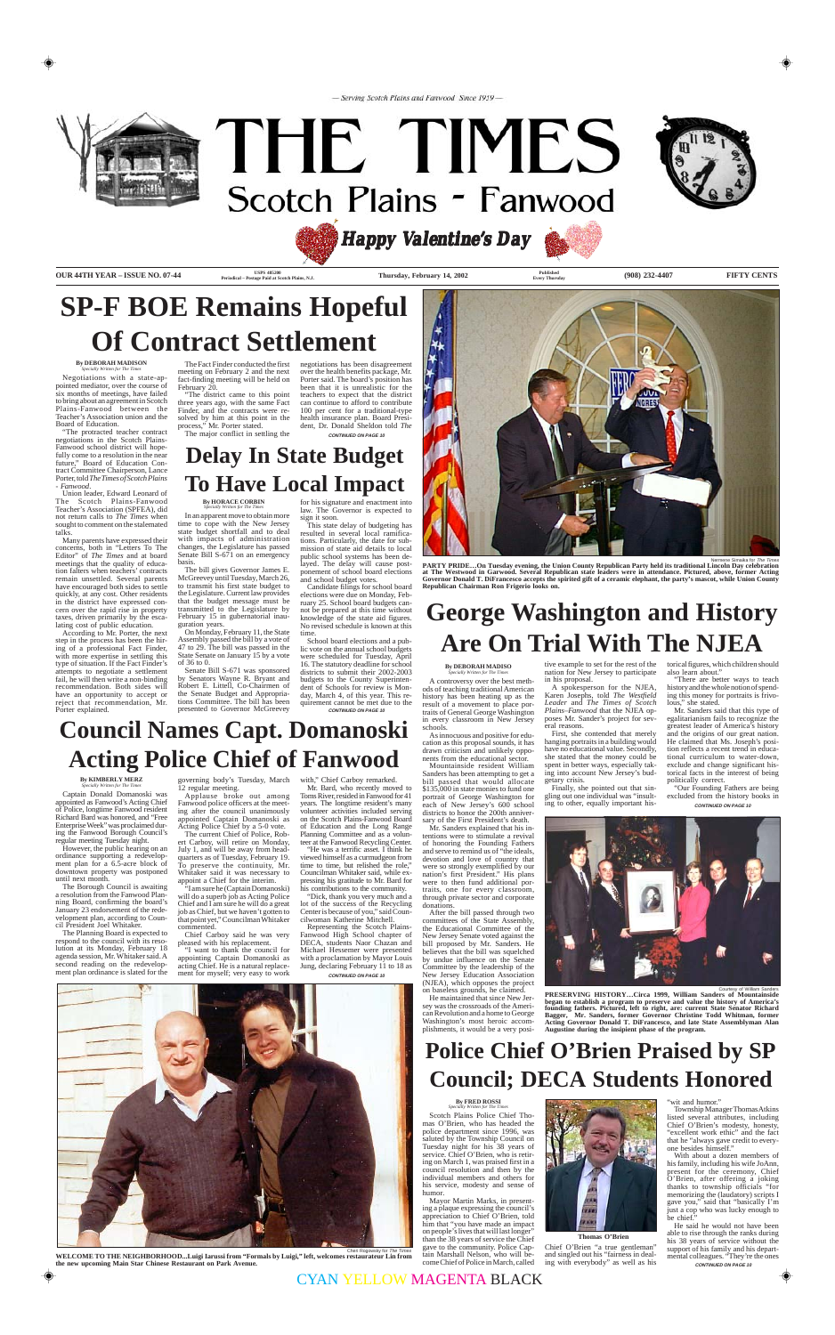— Serving Scotch Plains and Fanwood Since 1959 —

# THE TIMES
## Scotch Plains - Fanwood

**Happy Valentine's Day**

OUR 44TH YEAR – ISSUE NO. 07-44 | USPS 485200 Periodical – Postage Paid at Scotch Plains, N.J. | Thursday, February 14, 2002 | Published Every Thursday | (908) 232-4407 | FIFTY CENTS

# SP-F BOE Remains Hopeful Of Contract Settlement

**By DEBORAH MADISON**
*Specially Written for The Times*

Negotiations with a state-appointed mediator, over the course of six months of meetings, have failed to bring about an agreement in Scotch Plains-Fanwood between the Teacher's Association union and the Board of Education.

"The protracted teacher contract negotiations in the Scotch Plains-Fanwood school district will hopefully come to a resolution in the near future," Board of Education Contract Committee Chairperson, Lance Porter, told *The Times of Scotch Plains – Fanwood*.

Union leader, Edward Leonard of The Scotch Plains-Fanwood Teacher's Association (SPFEA), did not return calls to *The Times* when sought to comment on the stalemated talks.

Many parents have expressed their concerns, both in "Letters To The Editor" of *The Times* and at board meetings that the quality of education falters when teachers' contracts remain unsettled. Several parents have encouraged both sides to settle quickly, at any cost. Other residents in the district have expressed concern over the rapid rise in property taxes, driven primarily by the escalating cost of public education.

According to Mr. Porter, the next step in the process has been the hiring of a professional Fact Finder, with more expertise in settling this type of situation. If the Fact Finder's attempts to negotiate a settlement fail, he will then write a non-binding recommendation. Both sides will have an opportunity to accept or reject that recommendation, Mr. Porter explained.

The Fact Finder conducted the first meeting on February 2 and the next fact-finding meeting will be held on February 20.

"The district came to this point three years ago, with the same Fact Finder, and the contracts were resolved by him at this point in the process," Mr. Porter stated.

The major conflict in settling the negotiations has been disagreement over the health benefits package, Mr. Porter said. The board's position has been that it is unrealistic for the teachers to expect that the district can continue to afford to contribute 100 per cent for a traditional-type health insurance plan. Board President, Dr. Donald Sheldon told *The*

*CONTINUED ON PAGE 10*

# Delay In State Budget To Have Local Impact

**By HORACE CORBIN**
*Specially Written for The Times*

In an apparent move to obtain more time to cope with the New Jersey state budget shortfall and to deal with impacts of administration changes, the Legislature has passed Senate Bill S-671 on an emergency basis.

The bill gives Governor James E. McGreevey until Tuesday, March 26, to transmit his first state budget to the Legislature. Current law provides that the budget message must be transmitted to the Legislature by February 15 in gubernatorial inauguration years.

On Monday, February 11, the State Assembly passed the bill by a vote of 47 to 29. The bill was passed in the State Senate on January 15 by a vote of 36 to 0.

Senate Bill S-671 was sponsored by Senators Wayne R. Bryant and Robert E. Littell, Co-Chairmen of the Senate Budget and Appropriations Committee. The bill has been presented to Governor McGreevey for his signature and enactment into law. The Governor is expected to sign it soon.

This state delay of budgeting has resulted in several local ramifications. Particularly, the date for submission of state aid details to local public school systems has been delayed. The delay will cause postponement of school board elections and school budget votes.

Candidate filings for school board elections were due on Monday, February 25. School board budgets cannot be prepared at this time without knowledge of the state aid figures. No revised schedule is known at this time.

School board elections and a public vote on the annual school budgets were scheduled for Tuesday, April 16. The statutory deadline for school districts to submit their 2002-2003 budgets to the County Superintendent of Schools for review is Monday, March 4, of this year. This requirement cannot be met due to the

*CONTINUED ON PAGE 10*

Norriene Simaika for The Times

PARTY PRIDE...On Tuesday evening, the Union County Republican Party held its traditional Lincoln Day celebration at The Westwood in Garwood. Several Republican state leaders were in attendance. Pictured, above, former Acting Governor Donald T. DiFrancesco accepts the spirited gift of a ceramic elephant, the party's mascot, while Union County Republican Chairman Ron Frigerio looks on.

# George Washington and History Are On Trial With The NJEA

**By DEBORAH MADISON**
*Specially Written for The Times*

A controversy over the best methods of teaching traditional American history has been heating up as the result of a movement to place portraits of General George Washington in every classroom in New Jersey schools.

As innocuous and positive for education as this proposal sounds, it has drawn criticism and unlikely opponents from the educational sector.

Mountainside resident William Sanders has been attempting to get a bill passed that would allocate $135,000 in state monies to fund one portrait of George Washington for each of New Jersey's 600 school districts to honor the 200th anniversary of the First President's death.

Mr. Sanders explained that his intentions were to stimulate a revival of honoring the Founding Fathers and serve to remind us of "the ideals, devotion and love of country that were so strongly exemplified by our nation's first President." His plans were to then fund additional portraits, one for every classroom, through private sector and corporate donations.

After the bill passed through two committees of the State Assembly, the Educational Committee of the New Jersey Senate voted against the bill proposed by Mr. Sanders. He believes that the bill was squelched by undue influence on the Senate Committee by the leadership of the New Jersey Education Association (NJEA), which opposes the project on baseless grounds, he claimed.

He maintained that since New Jersey was the crossroads of the American Revolution and a home to George Washington's most heroic accomplishments, it would be a very positive example to set for the rest of the nation for New Jersey to participate in his proposal.

A spokesperson for the NJEA, Karen Josephs, told *The Westfield Leader* and *The Times of Scotch Plains–Fanwood* that the NJEA opposes Mr. Sander's project for several reasons.

First, she contended that merely hanging portraits in a building would have no educational value. Secondly, she stated that the money could be spent in better ways, especially taking into account New Jersey's budgetary crisis.

Finally, she pointed out that singling out one individual was "insulting to other, equally important historical figures, which children should also learn about."

"There are better ways to teach history and the whole notion of spending this money for portraits is frivolous," she stated.

Mr. Sanders said that this type of egalitarianism fails to recognize the greatest leader of America's history and the origins of our great nation. He claimed that Ms. Joseph's position reflects a recent trend in educational curriculum to water-down, exclude and change significant historical facts in the interest of being politically correct.

"Our Founding Fathers are being excluded from the history books in

*CONTINUED ON PAGE 10*

Courtesy of William Sanders

PRESERVING HISTORY...Circa 1999, William Sanders of Mountainside began to establish a program to preserve and value the history of America's founding fathers. Pictured, left to right, are: current State Senator Richard Bagger, Mr. Sanders, former Governor Christine Todd Whitman, former Acting Governor Donald T. DiFrancesco, and late State Assemblyman Alan Augustine during the incipient phase of the program.

# Council Names Capt. Domanoski Acting Police Chief of Fanwood

**By KIMBERLY MERZ**
*Specially Written for The Times*

Captain Donald Domanoski was appointed as Fanwood's Acting Chief of Police, longtime Fanwood resident Richard Bard was honored, and "Free Enterprise Week" was proclaimed during the Fanwood Borough Council's regular meeting Tuesday night.

However, the public hearing on an ordinance supporting a redevelopment plan for a 6.5-acre block of downtown property was postponed until next month.

The Borough Council is awaiting a resolution from the Fanwood Planning Board, confirming the board's January 23 endorsement of the redevelopment plan, according to Council President Joel Whitaker.

The Planning Board is expected to respond to the council with its resolution at its Monday, February 18 agenda session, Mr. Whitaker said. A second reading on the redevelopment plan ordinance is slated for the governing body's Tuesday, March 12 regular meeting.

Applause broke out among Fanwood police officers at the meeting after the council unanimously appointed Captain Domanoski as Acting Police Chief by a 5-0 vote.

The current Chief of Police, Robert Carboy, will retire on Monday, July 1, and will be away from headquarters as of Tuesday, February 19. To preserve the continuity, Mr. Whitaker said it was necessary to appoint a Chief for the interim.

"I am sure he (Captain Domanoski) will do a superb job as Acting Police Chief and I am sure he will do a great job as Chief, but we haven't gotten to that point yet," Councilman Whitaker commented.

Chief Carboy said he was very pleased with his replacement.

"I want to thank the council for appointing Captain Domanoski as acting Chief. He is a natural replacement for myself; very easy to work with," Chief Carboy remarked.

Mr. Bard, who recently moved to Toms River, resided in Fanwood for 41 years. The longtime resident's many volunteer activities included serving on the Scotch Plains-Fanwood Board of Education and the Long Range Planning Committee and as a volunteer at the Fanwood Recycling Center.

"He was a terrific asset. I think he viewed himself as a curmudgeon from time to time, but relished the role," Councilman Whitaker said, while expressing his gratitude to Mr. Bard for his contributions to the community.

"Dick, thank you very much and a lot of the success of the Recycling Center is because of you," said Councilwoman Katherine Mitchell.

Representing the Scotch Plains-Fanwood High School chapter of DECA, students Naor Chazan and Michael Hessemer were presented with a proclamation by Mayor Louis Jung, declaring February 11 to 18 as

*CONTINUED ON PAGE 10*

Chen Rogowsky for The Times

WELCOME TO THE NEIGHBORHOOD...Luigi Iarussi from "Formals by Luigi," left, welcomes restaurateur Lin from the new upcoming Main Star Chinese Restaurant on Park Avenue.

# Police Chief O'Brien Praised by SP Council; DECA Students Honored

**By FRED ROSSI**
*Specially Written for The Times*

Scotch Plains Police Chief Thomas O'Brien, who has headed the police department since 1996, was saluted by the Township Council on Tuesday night for his 38 years of service. Chief O'Brien, who is retiring on March 1, was praised first in a council resolution and then by the individual members and others for his service, modesty and sense of humor.

Mayor Martin Marks, in presenting a plaque expressing the council's appreciation to Chief O'Brien, told him that "you have made an impact on people's lives that will last longer" than the 38 years of service the Chief gave to the community. Police Captain Marshall Nelson, who will become Chief of Police in March, called Chief O'Brien "a true gentleman" and singled out his "fairness in dealing with everybody" as well as his "wit and humor."

**Thomas O'Brien**

Township Manager Thomas Atkins listed several attributes, including Chief O'Brien's modesty, honesty, "excellent work ethic" and the fact that he "always gave credit to everyone besides himself."

With about a dozen members of his family, including his wife JoAnn, present for the ceremony, Chief O'Brien, after offering a joking thanks to township officials "for memorizing the (laudatory) scripts I gave you," said that "basically I'm just a cop who was lucky enough to be chief."

He said he would not have been able to rise through the ranks during his 38 years of service without the support of his family and his departmental colleagues. "They're the ones

*CONTINUED ON PAGE 10*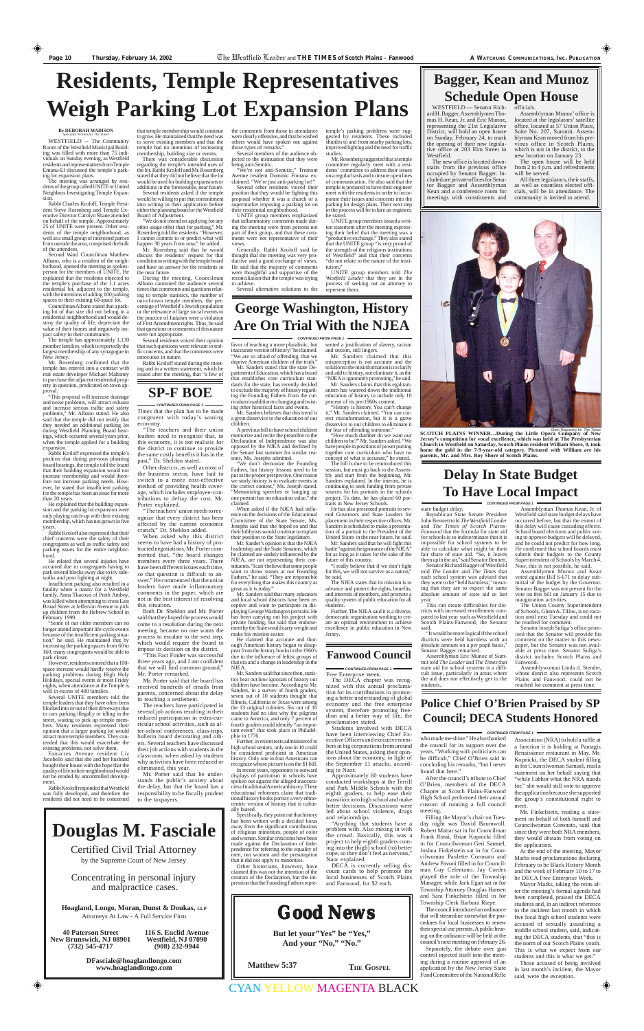# Residents, Temple Representatives Weigh Parking Lot Expansion Plans

By DEBORAH MADISON
*Specially Written for The Times*

WESTFIELD — The Community Room of the Westfield Municipal Building was filled with more than 75 individuals on Sunday evening, as Westfield residents and representatives from Temple Emanu-El discussed the temple's parking lot expansion plans.

The meeting was arranged by residents of the group called UNITE or United Neighbors Investigating Temple Expansion.

Rabbi Charles Kroloff, Temple President Steve Rosenberg and Temple Executive Director Carolyn Shane attended on behalf of the temple. Approximately 25 of UNITE were present. Other residents of the temple neighborhood, as well as a small group of interested parties from outside the area, comprised the bulk of the attendees.

Second Ward Councilman Matthew Albano, who is a resident of the neighborhood, opened the meeting as spokesperson for the members of UNITE. He explained that the residents objected to the temple's purchase of the 1.1 acres residential lot, adjacent to the temple, with the intentions of adding 100 parking spaces to their existing 60-space lot.

Councilman Albano stated that a parking lot of that size did not belong in a residential neighborhood and would destroy the quality of life, depreciate the value of their homes and negatively impact safety in their community.

The temple has approximately 1,130 member families, which is reportedly the largest membership of any synagogue in New Jersey.

Mr. Rosenberg confirmed that the temple has entered into a contract with real estate developer Michael Mahoney to purchase the adjacent residential property in question, predicated on town approval.

"This proposal will increase drainage and noise problems, will attract exhaust and increase serious traffic and safety problems," Mr. Albano stated. He also said that the temple did not testify that they needed an additional parking lot during Westfield Planning Board hearings, which occurred several years prior, when the temple applied for a building expansion.

Rabbi Kroloff expressed the temple's position that during previous planning board hearings, the temple told the board that their building expansion would not increase membership and would therefore not increase parking needs. However, he stated that insufficient parking for the temple has been an issue for more than 20 years.

He explained that the building expansion and the parking lot expansion were only playing catch-up with their existing membership, which has not grown in five years.

Rabbi Kroloff also expressed that their chief concerns were the safety of their congregants as well as traffic safety and parking issues for the entire neighborhood.

He related that several injuries have occurred due to congregants having to park several blocks away due to icy sidewalks and poor lighting at night.

Insufficient parking also resulted in a fatality when a nanny for a Westfield family, Anna Tkacova of Perth Amboy, was killed when attempting to cross East Broad Street at Jefferson Avenue to pick up children from the Hebrew School in February 1999.

"Some of our older members can no longer attend important life-cycle events because of the insufficient parking situation," he said. He maintained that by increasing the parking spaces from 60 to 160, many congregants would be able to park closer.

However, residents contended that a 100-space increase would hardly resolve the parking problems during High Holy Holidays, special events or most Friday nights, when attendance at the Temple is well in excess of 400 families.

Several UNITE members told the temple leaders that they have often been blocked into or out of their driveways due to cars parking illegally or idling in the street, waiting to pick up temple members. Many residents expressed their opinion that a larger parking lot would attract more temple members. They contended that this would exacerbate the existing problems, not solve them.

Fairacres Avenue resident Liz Jacobello said that she and her husband bought their house with the hope that the quality of life in their neighborhood would not be eroded by uncontrolled development.

Rabbi Kroloff responded that Westfield was fully developed, and therefore the residents did not need to be concerned that temple membership would continue to grow. He maintained that the need was to serve existing members and that the temple had no intentions of increasing membership, building size or events.

There was considerable discussion regarding the temple's intended uses of the lot. Rabbi Kroloff and Mr. Rosenberg stated that they did not believe that the lot would be used for building expansions or additions in the foreseeable, near future.

Several residents asked if the temple would be willing to put that commitment into writing in their application before either the planning board or the Westfield Board of Adjustment.

"We do not intend on applying for any other usage other than for parking," Mr. Rosenberg told the residents. "However, I cannot commit to or predict what will happen 30 years from now," he added.

Mr. Rosenberg said that he would discuss the residents' request for that condition in writing with the temple board and have an answer for the residents in the near future.

During the meeting, Councilman Albano cautioned the audience several times that comments and questions relating to temple statistics, the number of out-of-town temple members, the percentage of Westfield's Jewish population or the relevance of large social events to the practice of Judaism were a violation of First Amendment rights. Thus, he said that questions or comments of this nature were not appropriate.

Several residents voiced their opinion that such questions were relevant to traffic concerns, and that the comments were innocuous in nature.

Rabbi Kroloff stated during the meeting and in a written statement, which he issued after the meeting, that "a few of the comments from those in attendance were clearly offensive, and that he wished others would have spoken out against those types of remarks."

Several members of the audience objected to the insinuation that they were being anti-Semitic.

"We're not anti-Semitic," Tremont Avenue resident Dominic Fontana exclaimed. "We're just anti-parking lot!"

Several other residents voiced their position that they would be fighting this proposal whether it was a church or a supermarket imposing a parking lot on their residential neighborhood.

UNITE group members emphasized that inflammatory comments made during the meeting were from persons not part of their group, and that these comments were not representative of their views.

Generally, Rabbi Kroloff said he thought that the meeting was very productive and a good exchange of views. He said that the majority of comments were thoughtful and supportive of the reconciliation that the temple was trying to achieve.

Several alternative solutions to the temple's parking problems were suggested by residents. These included shuttles to and from nearby parking lots, improved lighting and the need for traffic studies.

Mr. Rosenberg suggested that a temple committee regularly meet with a residents' committee to address their issues on a regular basis and to insure open lines of communication. He also said that the temple is prepared to have their engineer meet with the residents in order to incorporate their issues and concerns into the parking lot design plans. Their next step in the process will be to hire an engineer, he stated.

UNITE group members issued a written statement after the meeting expressing their belief that the meeting was a "productive exchange." They also stated that the UNITE group "is very proud of the strength of the religious institutions of Westfield" and that their concerns "do not relate to the nature of the institution."

UNITE group members told *The Westfield Leader* that they are in the process of seeking out an attorney to represent them.

# Bagger, Kean and Munoz Schedule Open House

WESTFIELD — Senator Richard H. Bagger, Assemblyman Thomas H. Kean, Jr. and Eric Munoz, representing the 21st Legislative District, will hold an open house on Sunday, February 24, to mark the opening of their new legislative office at 203 Elm Street in Westfield.

The new office is located downstairs from the previous office occupied by Senator Bagger. Included are private offices for Senator Bagger and Assemblyman Kean and a conference room for meetings with constituents and officials.

Assemblyman Munoz' office is located at the legislators' satellite office, located at 57 Union Place, Suite No. 207, Summit. Assemblyman Kean moved from his previous office in Scotch Plains, which is not in the district, to the new location on January 23.

The open house will be held from 2 to 4 p.m. and refreshments will be served.

All three legislators, their staffs, as well as countless elected officials, will be in attendance. The community is invited to attend.

*Chet Rogowsky for The Times*

**SCOTCH PLAINS WINNER...During the Little Opera Company of New Jersey's competition for vocal excellence, which was held at The Presbyterian Church in Westfield on Saturday, Scotch Plains resident William Shore, 9, took home the gold in the 7-9-year-old category. Pictured with William are his parents, Mr. and Mrs. Roy Shore of Scotch Plains.**

# SP-F BOE

*CONTINUED FROM PAGE 1*

*Times* that the plan has to be made congruent with today's waning economy.

"The teachers and their union leaders need to recognize that, in this economy, it is not realistic for the district to continue to provide the same costly benefits it has in the past," Dr. Sheldon stated.

Other districts, as well as most of the business sector, have had to switch to a more cost-effective method of providing health coverage, which includes employee-contributions to defray the cost, Mr. Porter explained.

"The teachers' union needs to recognize that every district has been affected by the current economic crunch," Dr. Sheldon added.

When asked why this district seems to have had a history of protracted negotiations, Mr. Porter commented that, "the board changes members every three years. There have been different issues each time, so that question is difficult to answer." He commented that the union leaders have made inflammatory comments in the paper, which are not in the best interest of resolving this situation.

Both Dr. Sheldon and Mr. Porter said that they hoped the process would come to a resolution during the next meeting, because no one wants the process to escalate to the next step, which would require the board to impose its decision on the district.

"This Fact Finder was successful three years ago, and I am confident that we will find common ground," Mr. Porter remarked.

Mr. Porter said that the board has received hundreds of emails from parents, concerned about the delay in reaching a settlement.

The teachers have participated in several job actions resulting in their reduced participation in extra-curricular school activities, such as after-school conferences, class-trips, bulletin board decorating and others. Several teachers have discussed their job actions with students in the classroom, when asked by students why activities have been reduced or eliminated, this year.

Mr. Porter said that he understands the public's anxiety about the delay, but that the board has a responsibility to be fiscally prudent to the taxpayers.

# George Washington, History Are On Trial With the NJEA

*CONTINUED FROM PAGE 1*

favor of teaching a more pluralistic, but inaccurate version of history," he claimed. "We are so afraid of offending, that we deprive American children of the truth."

Mr. Sanders stated that the state Department of Education, which has a board that establishes core curriculum standards for the state, has recently decided to exclude the majority of history regarding the Founding Fathers from the curriculum in addition to changing and twisting other historical facts and events.

Mr. Sanders believes that this trend is a great disservice to the education of our children.

A previous bill to have school children memorize and recite the preamble to the Declaration of Independence was also opposed by the NJEA and declined by the Senate last summer for similar reasons, Ms. Josephs admitted.

"We don't demonize the Founding Fathers, but history lessons need to be put in the proper perspective. One reason we study history is to evaluate events in the correct context," Ms. Joseph stated. "Memorizing speeches or hanging up one portrait has no education value," she claimed.

When asked if the NJEA had influence on the decisions of the Educational Committee of the State Senate, Ms. Josephs said that she hoped so and that their lobbyists would continue to explain their position to the State legislature.

Mr. Sander's opinion is that the NJEA leadership and the State Senators, which are unduly influenced by the NJEA, are not representing their constituents. "I can't believe that some people want to throw stones at our Founding Fathers," he said. "They are responsible for everything that makes this country as great as it is today."

Mr. Sanders said that many educators and local school districts have been receptive and want to participate in displaying George Washington portraits. He has been carrying out his project with private funding, but said that endorsement by the State would carry weight and make his mission easier.

He claimed that accurate and thorough American history began to disappear from the history books in the 1960's due to the influence of leftist groups of that era and a change in leadership in the NJEA.

Mr. Sanders said that since then, statistics bear out how ignorant of history our children have become. According to Mr. Sanders, in a survey of fourth graders, seven out of 10 students thought that Illinois, California or Texas were among the 13 original colonies. Six out of 10 students had no idea why the pilgrims came to America, and only 7 percent of fourth graders could identify "an important event" that took place in Philadelphia in 1776.

Further, in recent tests administered to high school seniors, only one in 10 could be considered proficient in American history. Only one in four Americans can recognize whose picture is on the $1 bill.

In recent years, opponents to outward displays of patriotism in schools have spoken out against the alleged inaccuracies of traditional American history. These educational reformers claim that traditional history books portray a very ethnocentric version of history that is culturally biased.

Specifically, they point out that history has been written with a decided focus away from the significant contributions of religious minorities, people of color and women. Similar criticisms have been made against the Declaration of Independence for referring to the equality of men, not women and the presumption that it did not apply to minorities.

Other historians, however, have claimed this was not the intention of the creators of the Declaration, but the impression that the Founding Fathers represented a justification of slavery, racism and sexism, still lingers.

Mr. Sanders claimed that this misperception is not accurate and the solution to the misinformation is to clarify and add to history, not eliminate it, as the "NJEA is ignorantly promoting," he said.

Mr. Sanders claims that this egalitarianism has watered down the traditional education of history to include only 10 percent of its pre-1960s content.

"History is history. You can't change it," Mr. Sanders claimed. "You can correct misinformation, but it is a grave disservice to our children to eliminate it for fear of offending someone."

"How much dumber do we want our children to be?" Mr. Sanders asked. "We have people in positions of power putting together core curriculum who have no concept of what is accurate," he stated.

The bill is due to be reintroduced this session, but must go back to the Assembly and start from the beginning, Mr. Sanders explained. In the interim, he is continuing to seek funding from private sources for his portraits in the schools project. To date, he has placed 60 portraits in New Jersey Schools.

He has also presented portraits to several Governors and State Leaders for placement in their respective offices. Mr. Sanders is scheduled to make a presentation of a portrait to the President of the United States in the near future, he said.

Mr. Sanders said that he will fight this battle "against the ignorance of the NJEA" for as long as it takes for the sake of the future of this country.

"I really believe that if we don't fight for this, we will not survive as a nation," he said.

The NJEA states that its mission is to advance and protect the rights, benefits, and interests of members, and promote a quality system of public education for all students.

Further, The NJEA said it is a diverse, democratic organization working to create an optimal environment to achieve excellence in public education in New Jersey.

# Fanwood Council

*CONTINUED FROM PAGE 1*

Free Enterprise Week.

The DECA chapter was recognized with this annual proclamation for its contributions in promoting a better understanding of global economy and the free enterprise system, therefore promoting freedom and a better way of life, the proclamation stated.

Students involved with DECA have been interviewing Chief Executive Officers and executive members in big corporations from around the United States, asking their opinions about the economy, in light of the September 11 attacks, according to Naor.

Approximately 60 students have conducted workshops at the Terrill and Park Middle Schools with the eighth graders, to help ease their transition into high school and make better decisions. Discussions were led about school violence, drugs and relationships.

"Anything that students have a problem with. Also mixing in with the crowd. Basically, this was a project to help eighth graders coming into the (high) school (to) better cope, so they don't feel as nervous," Naor explained.

DECA is currently selling discount cards to help promote the local businesses of Scotch Plains and Fanwood, for $2 each.

# Delay In State Budget To Have Local Impact

*CONTINUED FROM PAGE 1*

state budget delay.

Republican State Senate President John Bennett told *The Westfield Leader* and *The Times of Scotch Plains-Fanwood* that the formula for state aid for schools is so indeterminate that it is impossible for school systems to be able to calculate what might be their fair share of state aid. "So, it leaves them up in the air," said Senator Bennett.

Senator Richard Bagger of Westfield told *The Leader* and *The Times* that each school system was advised that they were to be "held harmless," meaning that they are to expect the same absolute amount of state aid as last year.

This can create difficulties for districts with increased enrollments compared to last year such as Westfield and Scotch Plains-Fanwood, the Senator said.

"It would be more logical if the school districts were held harmless with an absolute amount on a per pupil basis," Senator Bagger remarked.

Assemblyman Eric Munoz of Summit told *The Leader* and *The Times* that state aid for school systems is a difficult issue, particularly in areas where the aid does not effectively get to the students.

Assemblyman Thomas Kean, Jr. of Westfield said state budget delays have occurred before, but that the extent of this delay will cause cascading effects. School board elections and public voting to approve budgets will be delayed, and he could not predict for how long. He confirmed that school boards must submit their budgets to the County Superintendent of Schools by March 4. Now, this is not possible, he said.

Assemblymen Munoz and Kean voted against Bill S-671 to delay submittal of the budget by the Governor. Senator Bagger was not present for the vote on this bill on January 15 due to inauguration activities.

The Union County Superintendent of Schools, Glenn A. Tillou, is on vacation until next Tuesday and could not be reached for comment.

Senator Joseph Suliga's office promised that the Senator will provide his comment on the matter to this newspaper, but the Senator was not available at press time. Senator Suliga's district includes Scotch Plains and Fanwood.

Assemblywoman Linda d. Stender, whose district also represents Scotch Plains and Fanwood, could not be reached for comment at press time.

# Police Chief O'Brien Praised by SP Council; DECA Students Honored

*CONTINUED FROM PAGE 1*

who made me shine." He also thanked the council for its support over the years. "Working with politicians can be difficult." Chief O'Brien said in concluding his remarks, "but I never found that here."

After the council's tribute to Chief O'Brien, members of the DECA Chapter at Scotch Plains-Fanwood High School performed their annual custom of running a full council meeting.

Filling the Mayor's chair on Tuesday night was David Baumwoll. Robert Mattar sat in for Councilman Frank Rossi, Brian Kopnicki filled in for Councilwoman Geri Samuel, Joshua Finkelstein sat in for Councilwoman Paulette Coronato and Andrew Pavoni filled in for Councilman Guy Celentano. Jay Cordes played the role of the Township Manager, while Jack Egan sat in for Township Attorney Douglas Hansen and Sara Finkelstein filled in for Township Clerk Barbara Riepe.

The council introduced an ordinance that will streamline somewhat the procedures for local businesses to renew their special use permits. A public hearing on the ordinance will be held at the council's next meeting on February 26.

Separately, the debate over gun control injected itself into the meeting during a routine approval of an application by the New Jersey State Fund Committee of the National Rifle Association (NRA) to hold a raffle at a function it is holding at Pantagis Renaissance restaurant in May. Mr. Kopnicki, the DECA student filling in for Councilwoman Samuel, read a statement on her behalf saying that "while I abhor what the NRA stands for," she would still vote to approve the application because she supported the group's constitutional right to meet.

Mr. Finkelstein, reading a statement on behalf of both himself and Councilwoman Coronato, said that since they were both NRA members, they would abstain from voting on the application.

At the end of the meeting, Mayor Marks read proclamations declaring February to be Black History Month and the week of February 10 to 17 to be DECA Free Enterprise Week.

Mayor Marks, taking the reins after the meeting's formal agenda had been completed, praised the DECA students and, in an indirect reference to the incident last month in which five local high school students were accused of sexually assaulting a middle school student, said, indicating the DECA students, that "this is the norm of our Scotch Plains youth. This is what we expect from our students and this is what we get."

Those accused of being involved in last month's incident, the Mayor said, were the exception.

# Douglas M. Fasciale

Certified Civil Trial Attorney
by the Supreme Court of New Jersey

Concentrating in personal injury and malpractice cases.

**Hoagland, Longo, Moran, Dunst & Doukas, LLP**
Attorneys At Law - A Full Service Firm

**40 Paterson Street**
**New Brunswick, NJ 08901**
**(732) 545-4717**

**116 S. Euclid Avenue**
**Westfield, NJ 07090**
**(908) 232-9944**

**DFasciale@hoaglandlongo.com**
**www.hoaglandlongo.com**

# Good News

**But let your"Yes" be "Yes," And your "No," "No."**

**Matthew 5:37**

**THE GOSPEL**